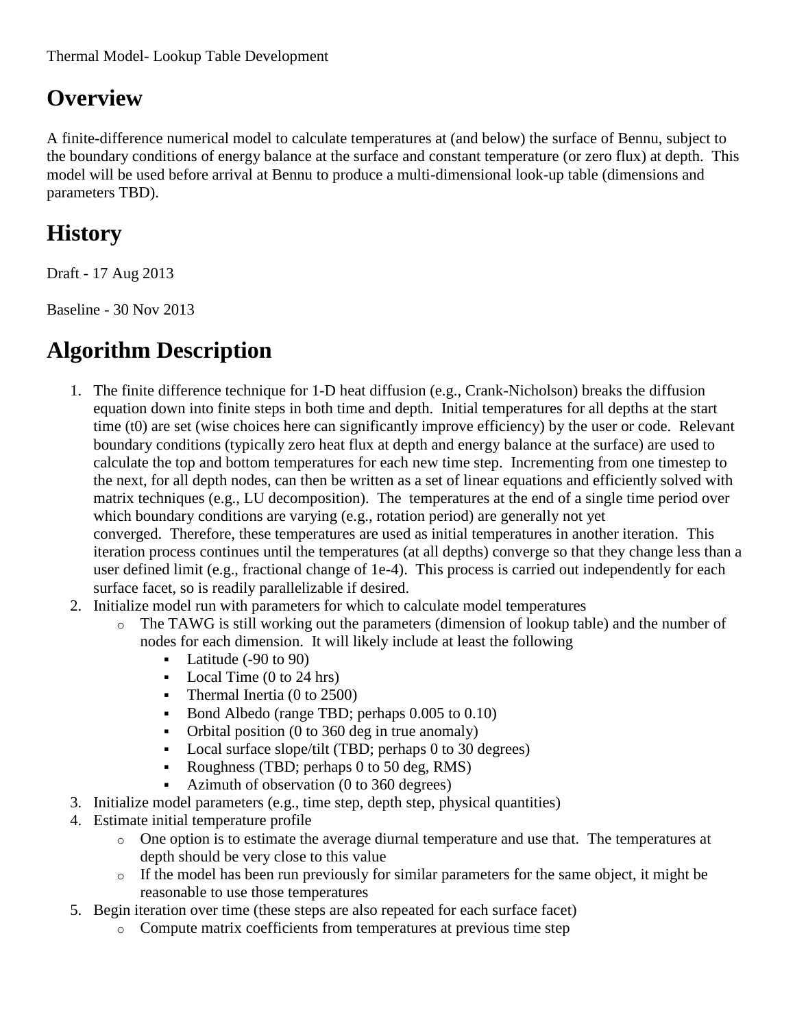Thermal Model- Lookup Table Development

# Overview

A finite-difference numerical model to calculate temperatures at (and below) the surface of Bennu, subject to the boundary conditions of energy balance at the surface and constant temperature (or zero flux) at depth. This model will be used before arrival at Bennu to produce a multi-dimensional look-up table (dimensions and parameters TBD).

# History

Draft - 17 Aug 2013

Baseline - 30 Nov 2013

# Algorithm Description

1. The finite difference technique for 1-D heat diffusion (e.g., Crank-Nicholson) breaks the diffusion equation down into finite steps in both time and depth. Initial temperatures for all depths at the start time (t0) are set (wise choices here can significantly improve efficiency) by the user or code. Relevant boundary conditions (typically zero heat flux at depth and energy balance at the surface) are used to calculate the top and bottom temperatures for each new time step. Incrementing from one timestep to the next, for all depth nodes, can then be written as a set of linear equations and efficiently solved with matrix techniques (e.g., LU decomposition). The temperatures at the end of a single time period over which boundary conditions are varying (e.g., rotation period) are generally not yet converged. Therefore, these temperatures are used as initial temperatures in another iteration. This iteration process continues until the temperatures (at all depths) converge so that they change less than a user defined limit (e.g., fractional change of 1e-4). This process is carried out independently for each surface facet, so is readily parallelizable if desired.
2. Initialize model run with parameters for which to calculate model temperatures
   - The TAWG is still working out the parameters (dimension of lookup table) and the number of nodes for each dimension. It will likely include at least the following
     - Latitude (-90 to 90)
     - Local Time (0 to 24 hrs)
     - Thermal Inertia (0 to 2500)
     - Bond Albedo (range TBD; perhaps 0.005 to 0.10)
     - Orbital position (0 to 360 deg in true anomaly)
     - Local surface slope/tilt (TBD; perhaps 0 to 30 degrees)
     - Roughness (TBD; perhaps 0 to 50 deg, RMS)
     - Azimuth of observation (0 to 360 degrees)
3. Initialize model parameters (e.g., time step, depth step, physical quantities)
4. Estimate initial temperature profile
   - One option is to estimate the average diurnal temperature and use that. The temperatures at depth should be very close to this value
   - If the model has been run previously for similar parameters for the same object, it might be reasonable to use those temperatures
5. Begin iteration over time (these steps are also repeated for each surface facet)
   - Compute matrix coefficients from temperatures at previous time step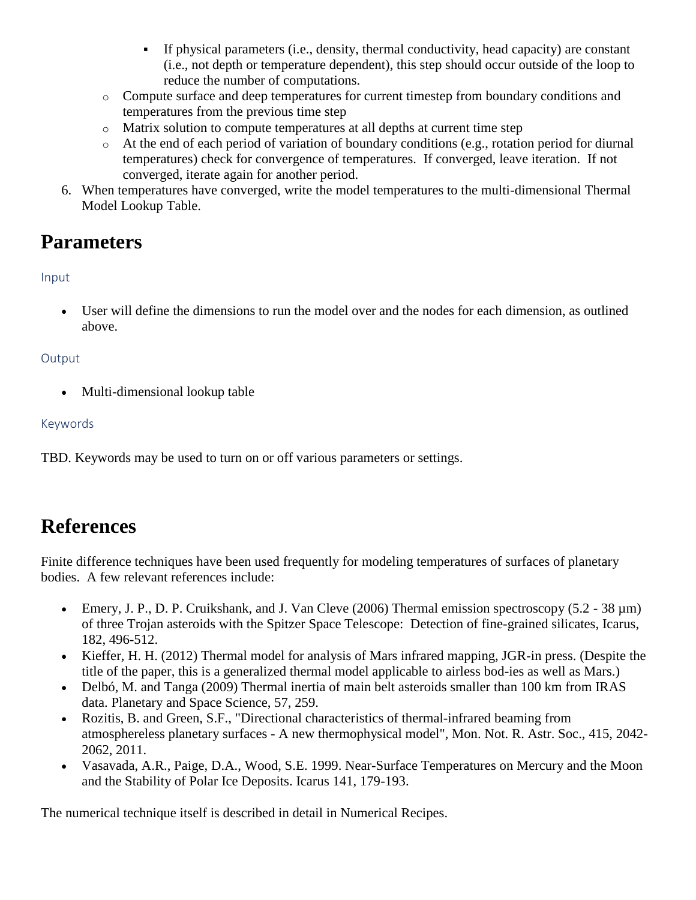- If physical parameters (i.e., density, thermal conductivity, head capacity) are constant (i.e., not depth or temperature dependent), this step should occur outside of the loop to reduce the number of computations.
  - Compute surface and deep temperatures for current timestep from boundary conditions and temperatures from the previous time step
  - Matrix solution to compute temperatures at all depths at current time step
  - At the end of each period of variation of boundary conditions (e.g., rotation period for diurnal temperatures) check for convergence of temperatures. If converged, leave iteration. If not converged, iterate again for another period.

6. When temperatures have converged, write the model temperatures to the multi-dimensional Thermal Model Lookup Table.

# Parameters

### Input

- User will define the dimensions to run the model over and the nodes for each dimension, as outlined above.

### Output

- Multi-dimensional lookup table

### Keywords

TBD. Keywords may be used to turn on or off various parameters or settings.

# References

Finite difference techniques have been used frequently for modeling temperatures of surfaces of planetary bodies. A few relevant references include:

- Emery, J. P., D. P. Cruikshank, and J. Van Cleve (2006) Thermal emission spectroscopy (5.2 - 38 μm) of three Trojan asteroids with the Spitzer Space Telescope: Detection of fine-grained silicates, Icarus, 182, 496-512.
- Kieffer, H. H. (2012) Thermal model for analysis of Mars infrared mapping, JGR-in press. (Despite the title of the paper, this is a generalized thermal model applicable to airless bod-ies as well as Mars.)
- Delbó, M. and Tanga (2009) Thermal inertia of main belt asteroids smaller than 100 km from IRAS data. Planetary and Space Science, 57, 259.
- Rozitis, B. and Green, S.F., "Directional characteristics of thermal-infrared beaming from atmosphereless planetary surfaces - A new thermophysical model", Mon. Not. R. Astr. Soc., 415, 2042-2062, 2011.
- Vasavada, A.R., Paige, D.A., Wood, S.E. 1999. Near-Surface Temperatures on Mercury and the Moon and the Stability of Polar Ice Deposits. Icarus 141, 179-193.

The numerical technique itself is described in detail in Numerical Recipes.